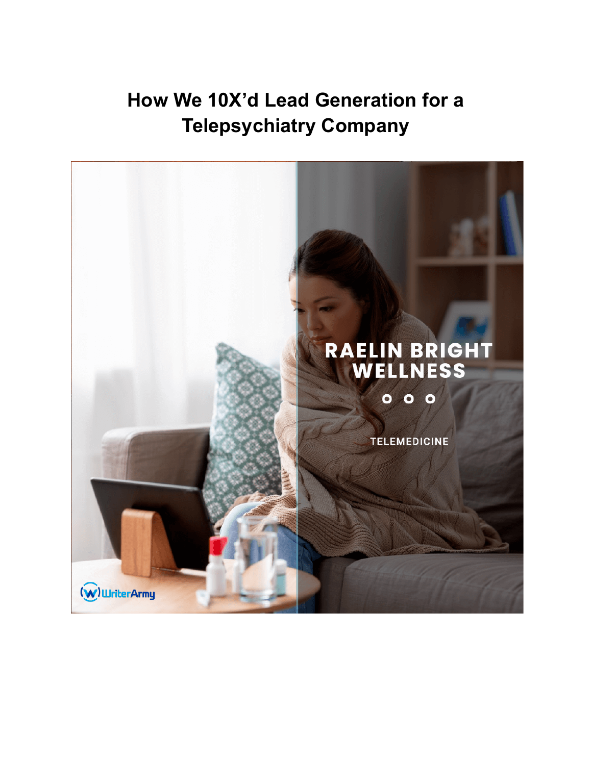# How We 10X'd Lead Generation for a Telepsychiatry Company

RAELIN BRIGHT WELLNESS

TELEMEDICINE

WriterArmy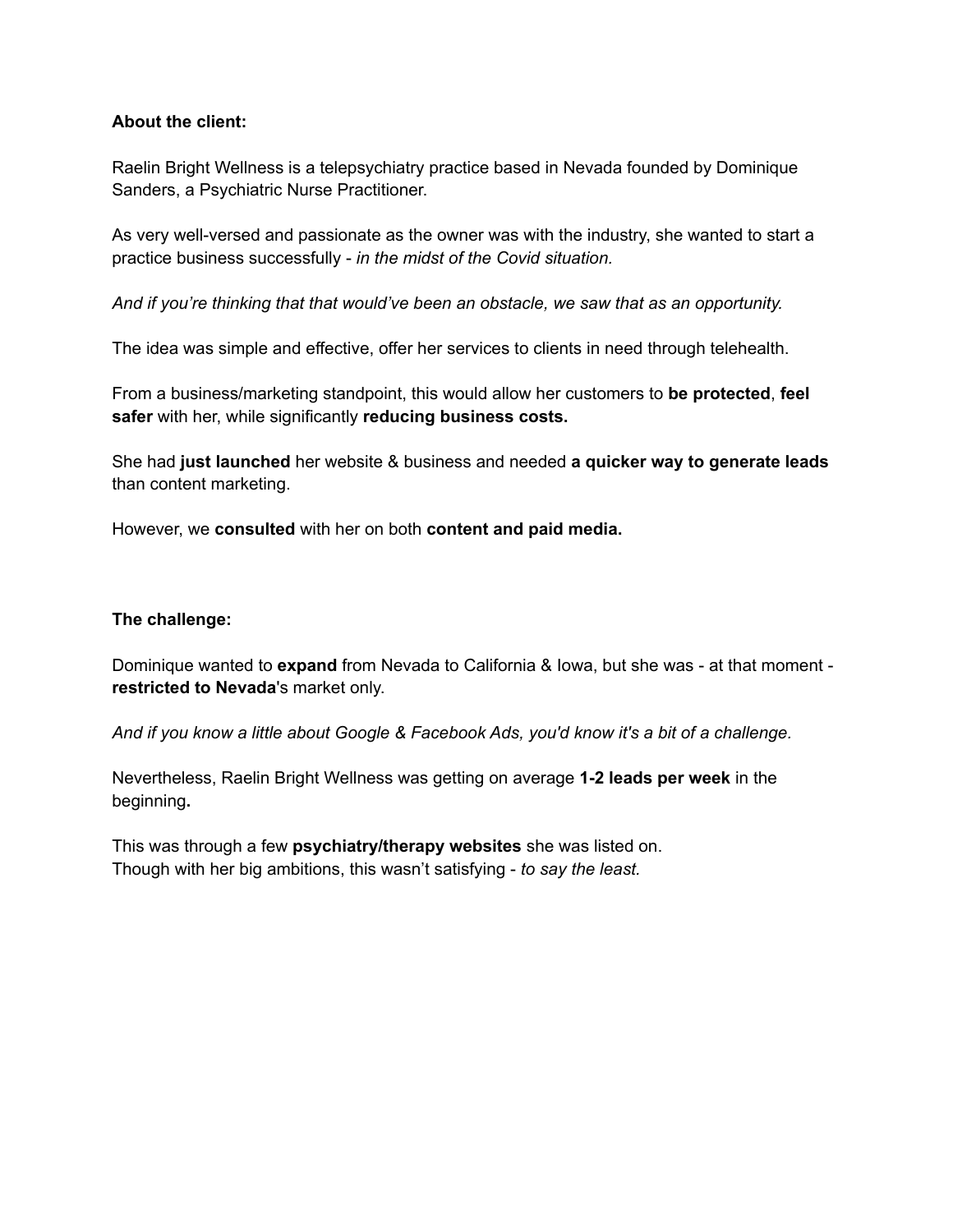**About the client:**

Raelin Bright Wellness is a telepsychiatry practice based in Nevada founded by Dominique Sanders, a Psychiatric Nurse Practitioner.

As very well-versed and passionate as the owner was with the industry, she wanted to start a practice business successfully - *in the midst of the Covid situation.*

*And if you're thinking that that would've been an obstacle, we saw that as an opportunity.*

The idea was simple and effective, offer her services to clients in need through telehealth.

From a business/marketing standpoint, this would allow her customers to **be protected**, **feel safer** with her, while significantly **reducing business costs.**

She had **just launched** her website & business and needed **a quicker way to generate leads** than content marketing.

However, we **consulted** with her on both **content and paid media.**

**The challenge:**

Dominique wanted to **expand** from Nevada to California & Iowa, but she was - at that moment - **restricted to Nevada**'s market only.

*And if you know a little about Google & Facebook Ads, you'd know it's a bit of a challenge.*

Nevertheless, Raelin Bright Wellness was getting on average **1-2 leads per week** in the beginning**.**

This was through a few **psychiatry/therapy websites** she was listed on.
Though with her big ambitions, this wasn't satisfying - *to say the least.*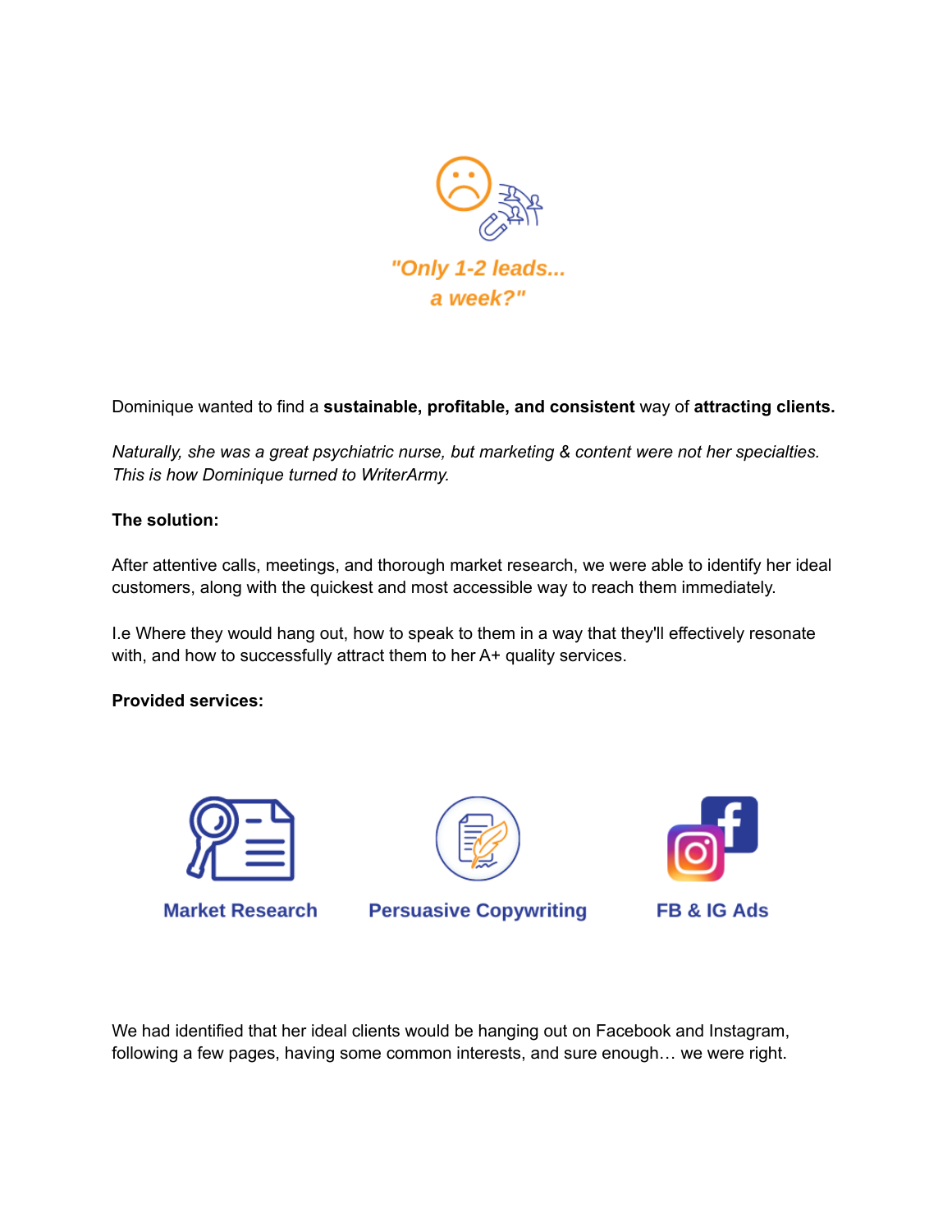***"Only 1-2 leads... a week?"***

Dominique wanted to find a **sustainable, profitable, and consistent** way of **attracting clients.**

*Naturally, she was a great psychiatric nurse, but marketing & content were not her specialties. This is how Dominique turned to WriterArmy.*

**The solution:**

After attentive calls, meetings, and thorough market research, we were able to identify her ideal customers, along with the quickest and most accessible way to reach them immediately.

I.e Where they would hang out, how to speak to them in a way that they'll effectively resonate with, and how to successfully attract them to her A+ quality services.

**Provided services:**

**Market Research** | **Persuasive Copywriting** | **FB & IG Ads**

We had identified that her ideal clients would be hanging out on Facebook and Instagram, following a few pages, having some common interests, and sure enough… we were right.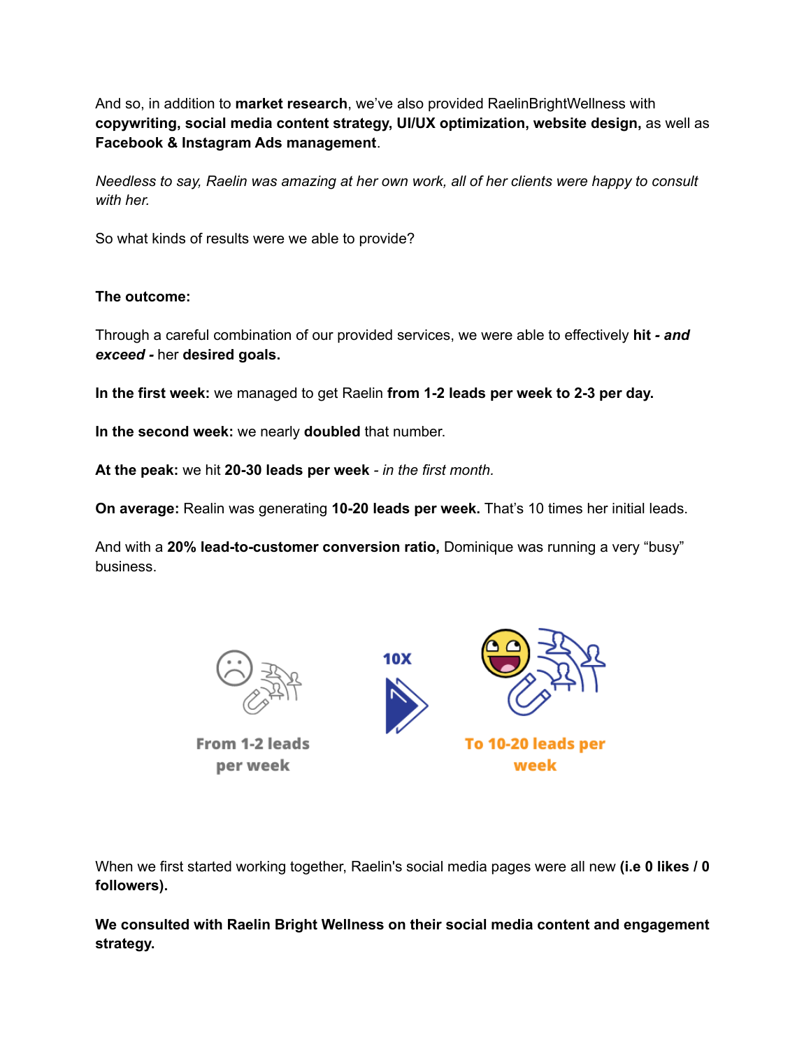And so, in addition to **market research**, we've also provided RaelinBrightWellness with **copywriting, social media content strategy, UI/UX optimization, website design,** as well as **Facebook & Instagram Ads management**.

*Needless to say, Raelin was amazing at her own work, all of her clients were happy to consult with her.*

So what kinds of results were we able to provide?

**The outcome:**

Through a careful combination of our provided services, we were able to effectively **hit *- and exceed -*** her **desired goals.**

**In the first week:** we managed to get Raelin **from 1-2 leads per week to 2-3 per day.**

**In the second week:** we nearly **doubled** that number.

**At the peak:** we hit **20-30 leads per week** *- in the first month.*

**On average:** Realin was generating **10-20 leads per week.** That's 10 times her initial leads.

And with a **20% lead-to-customer conversion ratio,** Dominique was running a very "busy" business.

From 1-2 leads per week

10X

To 10-20 leads per week

When we first started working together, Raelin's social media pages were all new **(i.e 0 likes / 0 followers).**

**We consulted with Raelin Bright Wellness on their social media content and engagement strategy.**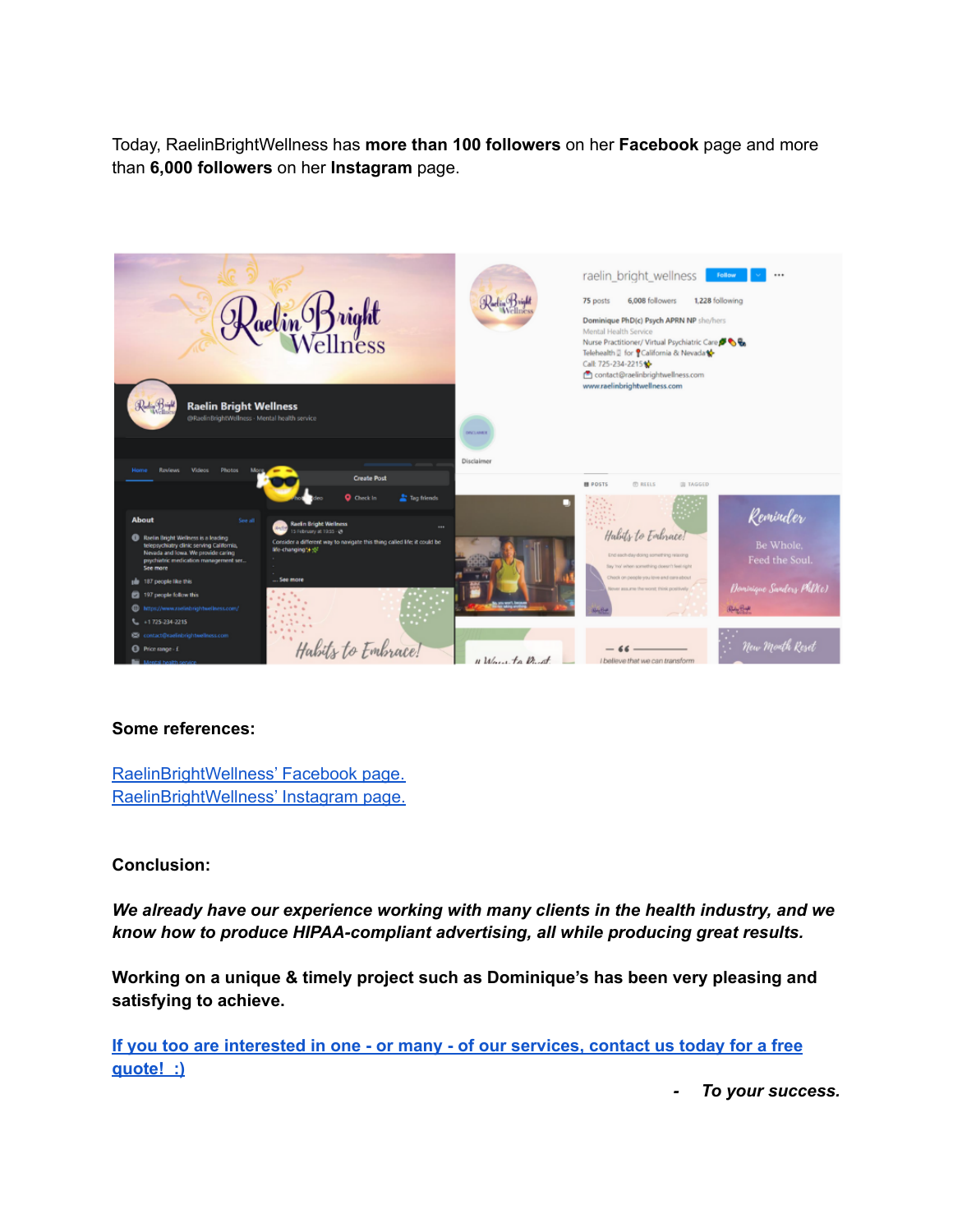Today, RaelinBrightWellness has **more than 100 followers** on her **Facebook** page and more than **6,000 followers** on her **Instagram** page.

**Some references:**

[RaelinBrightWellness' Facebook page.](#)
[RaelinBrightWellness' Instagram page.](#)

**Conclusion:**

***We already have our experience working with many clients in the health industry, and we know how to produce HIPAA-compliant advertising, all while producing great results.***

**Working on a unique & timely project such as Dominique's has been very pleasing and satisfying to achieve.**

[**If you too are interested in one - or many - of our services, contact us today for a free quote!  :)**](#)

- ***To your success.***